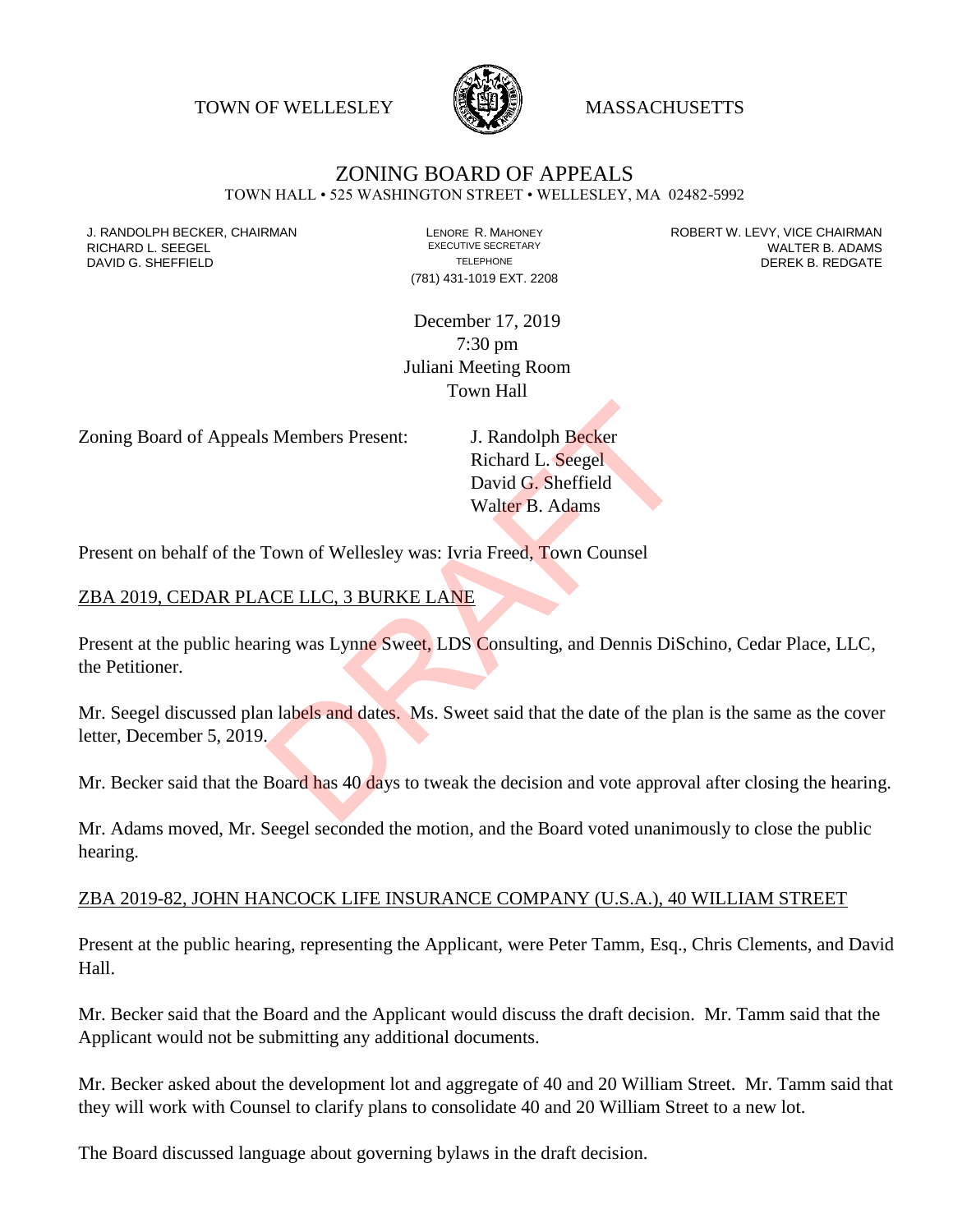TOWN OF WELLESLEY MASSACHUSETTS

# ZONING BOARD OF APPEALS

TOWN HALL • 525 WASHINGTON STREET • WELLESLEY, MA 02482-5992

J. RANDOLPH BECKER, CHAIRMAN
RICHARD L. SEEGEL
DAVID G. SHEFFIELD

LENORE R. MAHONEY
EXECUTIVE SECRETARY
TELEPHONE
(781) 431-1019 EXT. 2208

ROBERT W. LEVY, VICE CHAIRMAN
WALTER B. ADAMS
DEREK B. REDGATE

December 17, 2019
7:30 pm
Juliani Meeting Room
Town Hall

Zoning Board of Appeals Members Present: J. Randolph Becker
Richard L. Seegel
David G. Sheffield
Walter B. Adams

Present on behalf of the Town of Wellesley was: Ivria Freed, Town Counsel

ZBA 2019, CEDAR PLACE LLC, 3 BURKE LANE

Present at the public hearing was Lynne Sweet, LDS Consulting, and Dennis DiSchino, Cedar Place, LLC, the Petitioner.

Mr. Seegel discussed plan labels and dates. Ms. Sweet said that the date of the plan is the same as the cover letter, December 5, 2019.

Mr. Becker said that the Board has 40 days to tweak the decision and vote approval after closing the hearing.

Mr. Adams moved, Mr. Seegel seconded the motion, and the Board voted unanimously to close the public hearing.

ZBA 2019-82, JOHN HANCOCK LIFE INSURANCE COMPANY (U.S.A.), 40 WILLIAM STREET

Present at the public hearing, representing the Applicant, were Peter Tamm, Esq., Chris Clements, and David Hall.

Mr. Becker said that the Board and the Applicant would discuss the draft decision. Mr. Tamm said that the Applicant would not be submitting any additional documents.

Mr. Becker asked about the development lot and aggregate of 40 and 20 William Street. Mr. Tamm said that they will work with Counsel to clarify plans to consolidate 40 and 20 William Street to a new lot.

The Board discussed language about governing bylaws in the draft decision.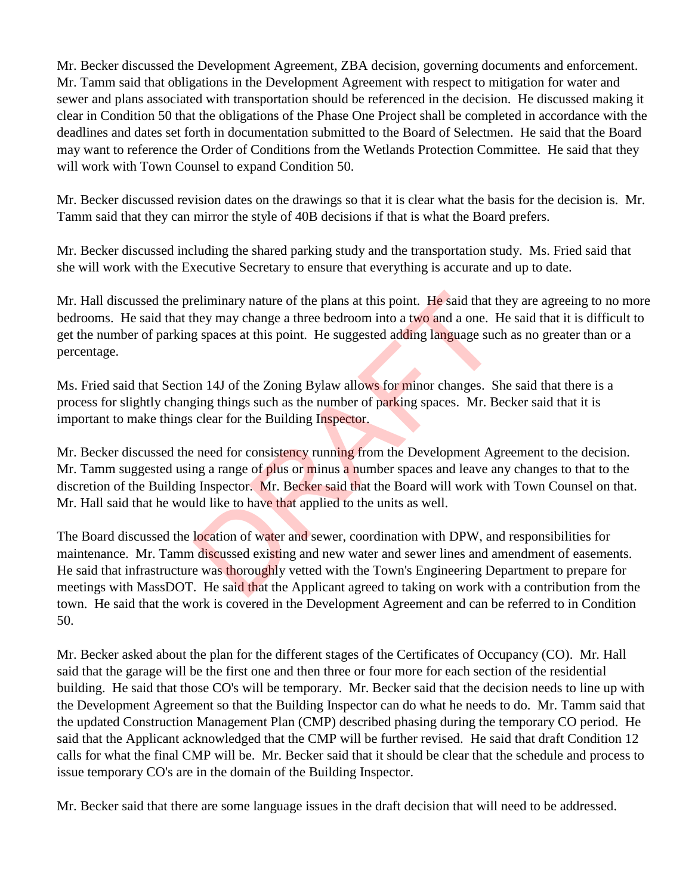Mr. Becker discussed the Development Agreement, ZBA decision, governing documents and enforcement. Mr. Tamm said that obligations in the Development Agreement with respect to mitigation for water and sewer and plans associated with transportation should be referenced in the decision. He discussed making it clear in Condition 50 that the obligations of the Phase One Project shall be completed in accordance with the deadlines and dates set forth in documentation submitted to the Board of Selectmen. He said that the Board may want to reference the Order of Conditions from the Wetlands Protection Committee. He said that they will work with Town Counsel to expand Condition 50.

Mr. Becker discussed revision dates on the drawings so that it is clear what the basis for the decision is. Mr. Tamm said that they can mirror the style of 40B decisions if that is what the Board prefers.

Mr. Becker discussed including the shared parking study and the transportation study. Ms. Fried said that she will work with the Executive Secretary to ensure that everything is accurate and up to date.

Mr. Hall discussed the preliminary nature of the plans at this point. He said that they are agreeing to no more bedrooms. He said that they may change a three bedroom into a two and a one. He said that it is difficult to get the number of parking spaces at this point. He suggested adding language such as no greater than or a percentage.

Ms. Fried said that Section 14J of the Zoning Bylaw allows for minor changes. She said that there is a process for slightly changing things such as the number of parking spaces. Mr. Becker said that it is important to make things clear for the Building Inspector.

Mr. Becker discussed the need for consistency running from the Development Agreement to the decision. Mr. Tamm suggested using a range of plus or minus a number spaces and leave any changes to that to the discretion of the Building Inspector. Mr. Becker said that the Board will work with Town Counsel on that. Mr. Hall said that he would like to have that applied to the units as well.

The Board discussed the location of water and sewer, coordination with DPW, and responsibilities for maintenance. Mr. Tamm discussed existing and new water and sewer lines and amendment of easements. He said that infrastructure was thoroughly vetted with the Town's Engineering Department to prepare for meetings with MassDOT. He said that the Applicant agreed to taking on work with a contribution from the town. He said that the work is covered in the Development Agreement and can be referred to in Condition 50.

Mr. Becker asked about the plan for the different stages of the Certificates of Occupancy (CO). Mr. Hall said that the garage will be the first one and then three or four more for each section of the residential building. He said that those CO's will be temporary. Mr. Becker said that the decision needs to line up with the Development Agreement so that the Building Inspector can do what he needs to do. Mr. Tamm said that the updated Construction Management Plan (CMP) described phasing during the temporary CO period. He said that the Applicant acknowledged that the CMP will be further revised. He said that draft Condition 12 calls for what the final CMP will be. Mr. Becker said that it should be clear that the schedule and process to issue temporary CO's are in the domain of the Building Inspector.

Mr. Becker said that there are some language issues in the draft decision that will need to be addressed.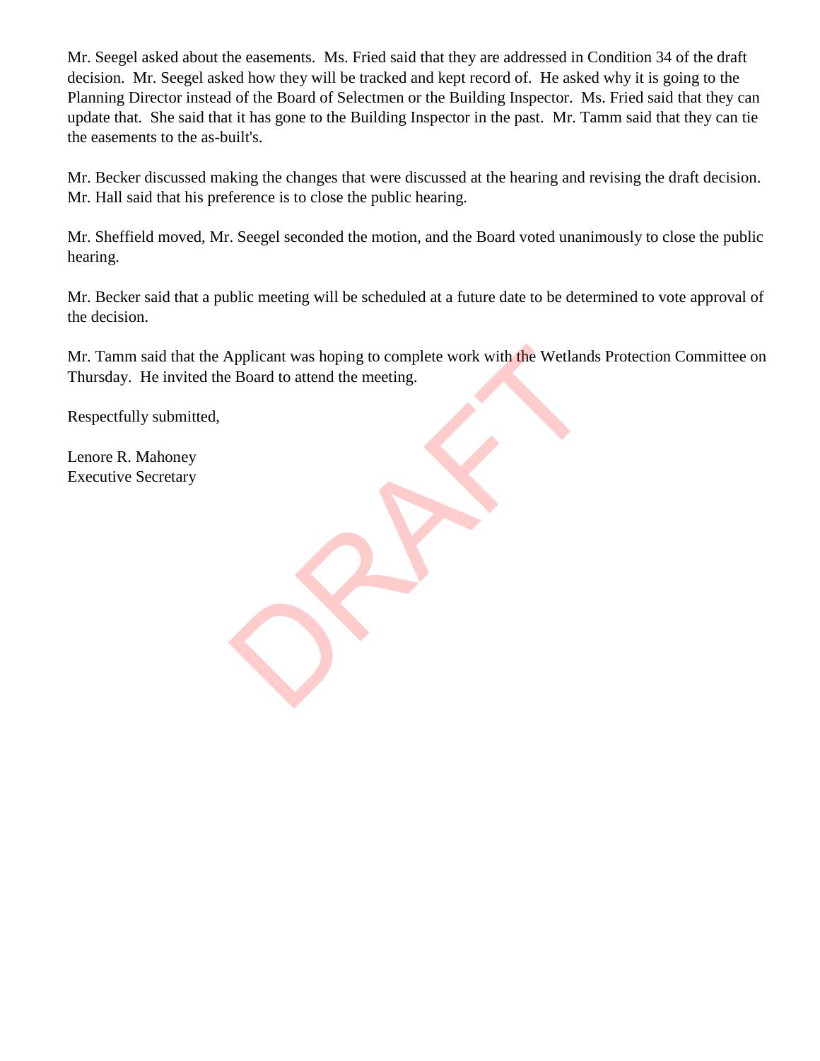Mr. Seegel asked about the easements. Ms. Fried said that they are addressed in Condition 34 of the draft decision. Mr. Seegel asked how they will be tracked and kept record of. He asked why it is going to the Planning Director instead of the Board of Selectmen or the Building Inspector. Ms. Fried said that they can update that. She said that it has gone to the Building Inspector in the past. Mr. Tamm said that they can tie the easements to the as-built's.

Mr. Becker discussed making the changes that were discussed at the hearing and revising the draft decision. Mr. Hall said that his preference is to close the public hearing.

Mr. Sheffield moved, Mr. Seegel seconded the motion, and the Board voted unanimously to close the public hearing.

Mr. Becker said that a public meeting will be scheduled at a future date to be determined to vote approval of the decision.

Mr. Tamm said that the Applicant was hoping to complete work with the Wetlands Protection Committee on Thursday. He invited the Board to attend the meeting.

Respectfully submitted,

Lenore R. Mahoney  
Executive Secretary